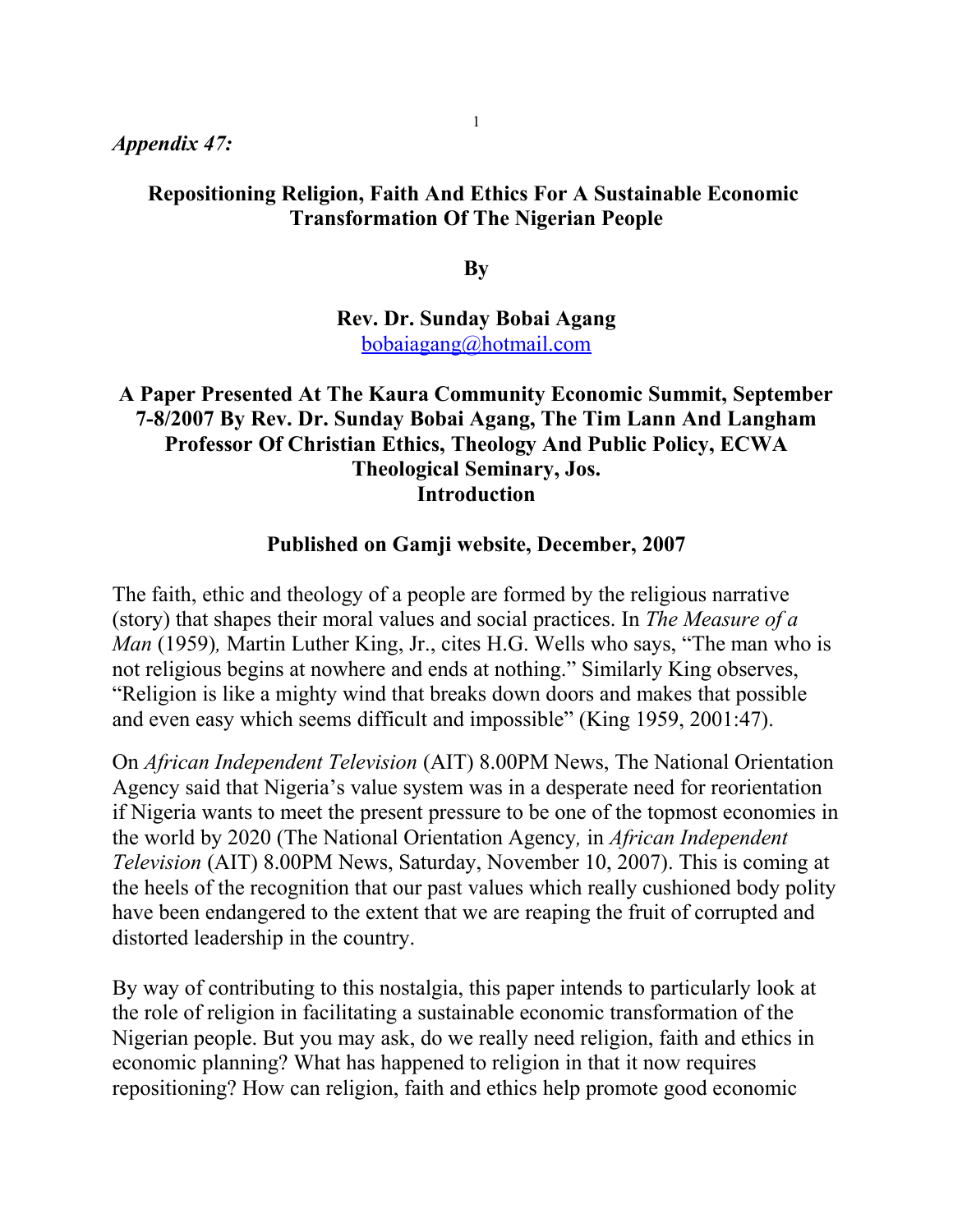*Appendix 47:*

# Repositioning Religion, Faith And Ethics For A Sustainable Economic Transformation Of The Nigerian People

**By**

**Rev. Dr. Sunday Bobai Agang**
bobaiagang@hotmail.com

**A Paper Presented At The Kaura Community Economic Summit, September 7-8/2007 By Rev. Dr. Sunday Bobai Agang, The Tim Lann And Langham Professor Of Christian Ethics, Theology And Public Policy, ECWA Theological Seminary, Jos.**

## Introduction

**Published on Gamji website, December, 2007**

The faith, ethic and theology of a people are formed by the religious narrative (story) that shapes their moral values and social practices. In *The Measure of a Man* (1959)*,* Martin Luther King, Jr., cites H.G. Wells who says, "The man who is not religious begins at nowhere and ends at nothing." Similarly King observes, "Religion is like a mighty wind that breaks down doors and makes that possible and even easy which seems difficult and impossible" (King 1959, 2001:47).

On *African Independent Television* (AIT) 8.00PM News, The National Orientation Agency said that Nigeria's value system was in a desperate need for reorientation if Nigeria wants to meet the present pressure to be one of the topmost economies in the world by 2020 (The National Orientation Agency*,* in *African Independent Television* (AIT) 8.00PM News, Saturday, November 10, 2007). This is coming at the heels of the recognition that our past values which really cushioned body polity have been endangered to the extent that we are reaping the fruit of corrupted and distorted leadership in the country.

By way of contributing to this nostalgia, this paper intends to particularly look at the role of religion in facilitating a sustainable economic transformation of the Nigerian people. But you may ask, do we really need religion, faith and ethics in economic planning? What has happened to religion in that it now requires repositioning? How can religion, faith and ethics help promote good economic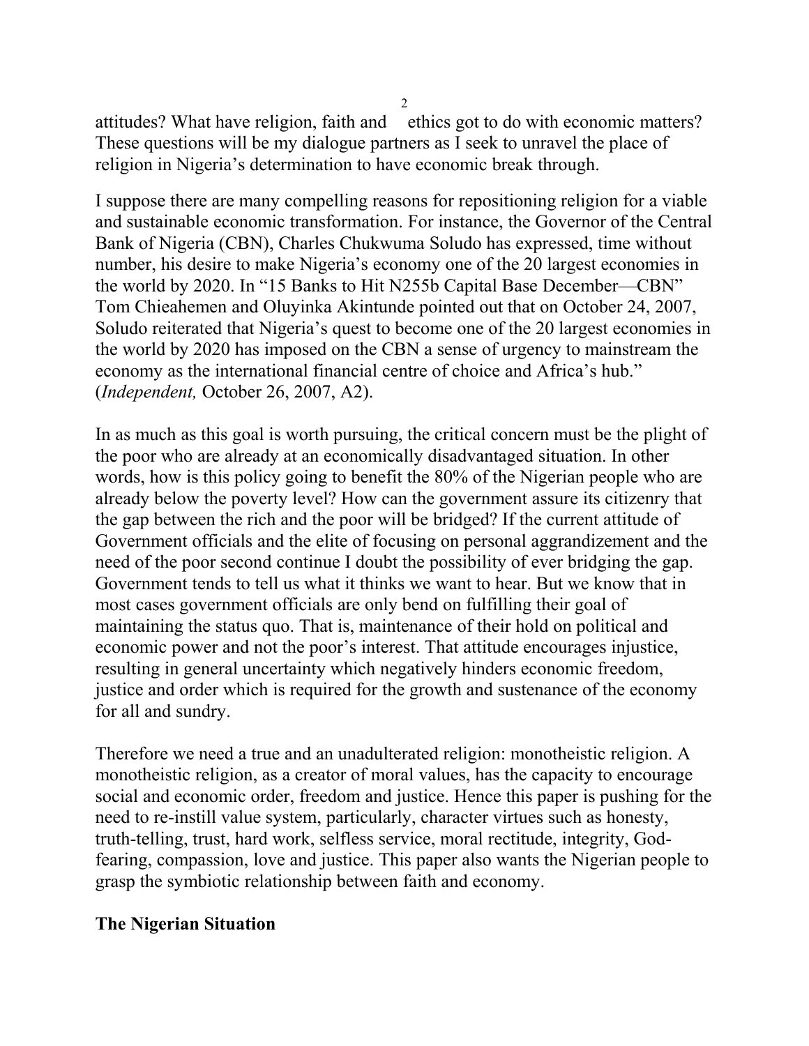attitudes? What have religion, faith and ethics got to do with economic matters? These questions will be my dialogue partners as I seek to unravel the place of religion in Nigeria's determination to have economic break through.

I suppose there are many compelling reasons for repositioning religion for a viable and sustainable economic transformation. For instance, the Governor of the Central Bank of Nigeria (CBN), Charles Chukwuma Soludo has expressed, time without number, his desire to make Nigeria's economy one of the 20 largest economies in the world by 2020. In "15 Banks to Hit N255b Capital Base December—CBN" Tom Chieahemen and Oluyinka Akintunde pointed out that on October 24, 2007, Soludo reiterated that Nigeria's quest to become one of the 20 largest economies in the world by 2020 has imposed on the CBN a sense of urgency to mainstream the economy as the international financial centre of choice and Africa's hub." (*Independent,* October 26, 2007, A2).

In as much as this goal is worth pursuing, the critical concern must be the plight of the poor who are already at an economically disadvantaged situation. In other words, how is this policy going to benefit the 80% of the Nigerian people who are already below the poverty level? How can the government assure its citizenry that the gap between the rich and the poor will be bridged? If the current attitude of Government officials and the elite of focusing on personal aggrandizement and the need of the poor second continue I doubt the possibility of ever bridging the gap. Government tends to tell us what it thinks we want to hear. But we know that in most cases government officials are only bend on fulfilling their goal of maintaining the status quo. That is, maintenance of their hold on political and economic power and not the poor's interest. That attitude encourages injustice, resulting in general uncertainty which negatively hinders economic freedom, justice and order which is required for the growth and sustenance of the economy for all and sundry.

Therefore we need a true and an unadulterated religion: monotheistic religion. A monotheistic religion, as a creator of moral values, has the capacity to encourage social and economic order, freedom and justice. Hence this paper is pushing for the need to re-instill value system, particularly, character virtues such as honesty, truth-telling, trust, hard work, selfless service, moral rectitude, integrity, God-fearing, compassion, love and justice. This paper also wants the Nigerian people to grasp the symbiotic relationship between faith and economy.

## The Nigerian Situation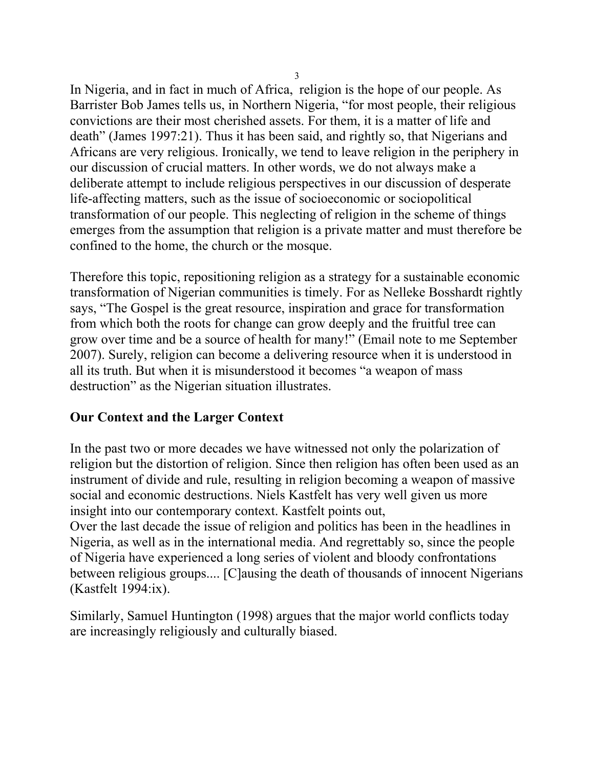In Nigeria, and in fact in much of Africa, religion is the hope of our people. As Barrister Bob James tells us, in Northern Nigeria, "for most people, their religious convictions are their most cherished assets. For them, it is a matter of life and death" (James 1997:21). Thus it has been said, and rightly so, that Nigerians and Africans are very religious. Ironically, we tend to leave religion in the periphery in our discussion of crucial matters. In other words, we do not always make a deliberate attempt to include religious perspectives in our discussion of desperate life-affecting matters, such as the issue of socioeconomic or sociopolitical transformation of our people. This neglecting of religion in the scheme of things emerges from the assumption that religion is a private matter and must therefore be confined to the home, the church or the mosque.

Therefore this topic, repositioning religion as a strategy for a sustainable economic transformation of Nigerian communities is timely. For as Nelleke Bosshardt rightly says, "The Gospel is the great resource, inspiration and grace for transformation from which both the roots for change can grow deeply and the fruitful tree can grow over time and be a source of health for many!" (Email note to me September 2007). Surely, religion can become a delivering resource when it is understood in all its truth. But when it is misunderstood it becomes "a weapon of mass destruction" as the Nigerian situation illustrates.

**Our Context and the Larger Context**

In the past two or more decades we have witnessed not only the polarization of religion but the distortion of religion. Since then religion has often been used as an instrument of divide and rule, resulting in religion becoming a weapon of massive social and economic destructions. Niels Kastfelt has very well given us more insight into our contemporary context. Kastfelt points out,

Over the last decade the issue of religion and politics has been in the headlines in Nigeria, as well as in the international media. And regrettably so, since the people of Nigeria have experienced a long series of violent and bloody confrontations between religious groups.... [C]ausing the death of thousands of innocent Nigerians (Kastfelt 1994:ix).

Similarly, Samuel Huntington (1998) argues that the major world conflicts today are increasingly religiously and culturally biased.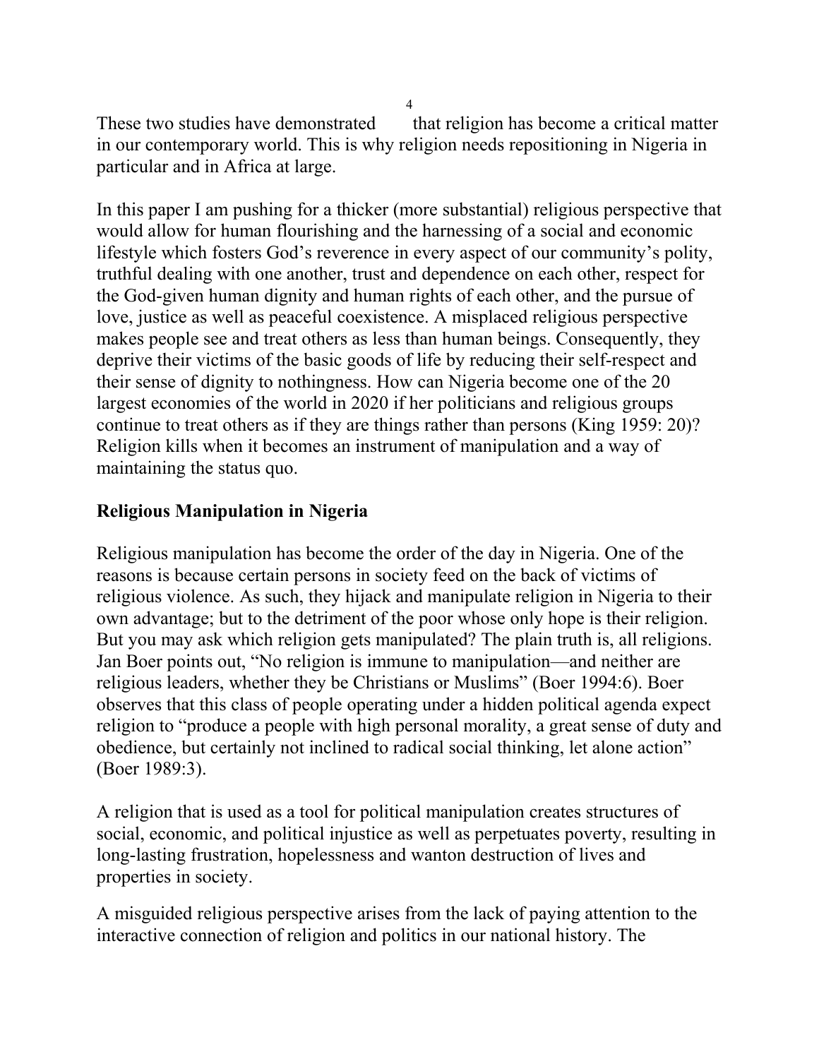These two studies have demonstrated that religion has become a critical matter in our contemporary world. This is why religion needs repositioning in Nigeria in particular and in Africa at large.

In this paper I am pushing for a thicker (more substantial) religious perspective that would allow for human flourishing and the harnessing of a social and economic lifestyle which fosters God's reverence in every aspect of our community's polity, truthful dealing with one another, trust and dependence on each other, respect for the God-given human dignity and human rights of each other, and the pursue of love, justice as well as peaceful coexistence. A misplaced religious perspective makes people see and treat others as less than human beings. Consequently, they deprive their victims of the basic goods of life by reducing their self-respect and their sense of dignity to nothingness. How can Nigeria become one of the 20 largest economies of the world in 2020 if her politicians and religious groups continue to treat others as if they are things rather than persons (King 1959: 20)? Religion kills when it becomes an instrument of manipulation and a way of maintaining the status quo.

## Religious Manipulation in Nigeria

Religious manipulation has become the order of the day in Nigeria. One of the reasons is because certain persons in society feed on the back of victims of religious violence. As such, they hijack and manipulate religion in Nigeria to their own advantage; but to the detriment of the poor whose only hope is their religion. But you may ask which religion gets manipulated? The plain truth is, all religions. Jan Boer points out, "No religion is immune to manipulation—and neither are religious leaders, whether they be Christians or Muslims" (Boer 1994:6). Boer observes that this class of people operating under a hidden political agenda expect religion to "produce a people with high personal morality, a great sense of duty and obedience, but certainly not inclined to radical social thinking, let alone action" (Boer 1989:3).

A religion that is used as a tool for political manipulation creates structures of social, economic, and political injustice as well as perpetuates poverty, resulting in long-lasting frustration, hopelessness and wanton destruction of lives and properties in society.

A misguided religious perspective arises from the lack of paying attention to the interactive connection of religion and politics in our national history. The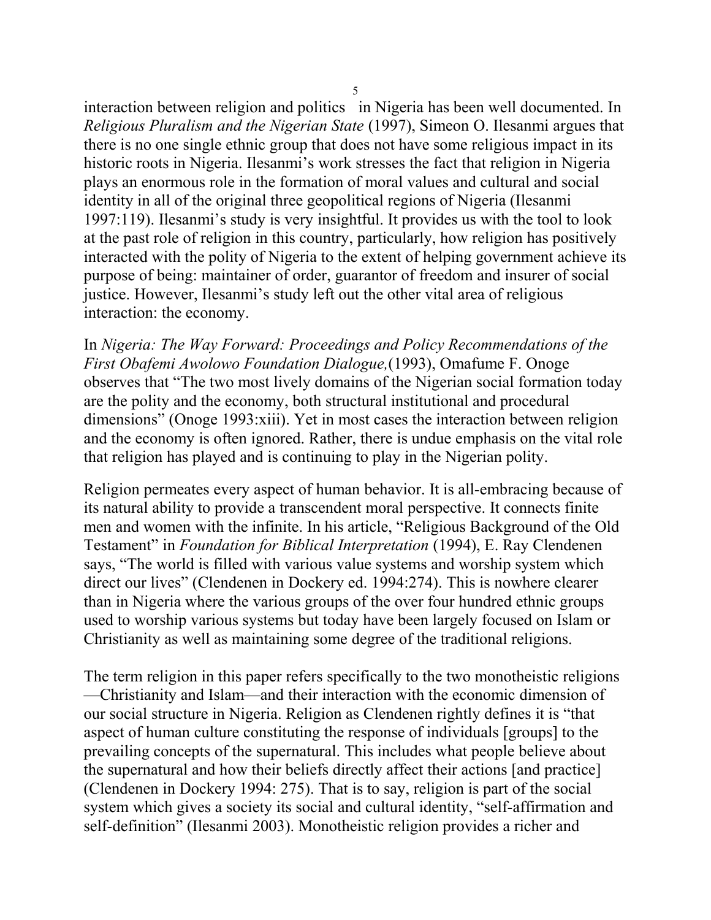interaction between religion and politics in Nigeria has been well documented. In *Religious Pluralism and the Nigerian State* (1997), Simeon O. Ilesanmi argues that there is no one single ethnic group that does not have some religious impact in its historic roots in Nigeria. Ilesanmi's work stresses the fact that religion in Nigeria plays an enormous role in the formation of moral values and cultural and social identity in all of the original three geopolitical regions of Nigeria (Ilesanmi 1997:119). Ilesanmi's study is very insightful. It provides us with the tool to look at the past role of religion in this country, particularly, how religion has positively interacted with the polity of Nigeria to the extent of helping government achieve its purpose of being: maintainer of order, guarantor of freedom and insurer of social justice. However, Ilesanmi's study left out the other vital area of religious interaction: the economy.

In *Nigeria: The Way Forward: Proceedings and Policy Recommendations of the First Obafemi Awolowo Foundation Dialogue,*(1993), Omafume F. Onoge observes that "The two most lively domains of the Nigerian social formation today are the polity and the economy, both structural institutional and procedural dimensions" (Onoge 1993:xiii). Yet in most cases the interaction between religion and the economy is often ignored. Rather, there is undue emphasis on the vital role that religion has played and is continuing to play in the Nigerian polity.

Religion permeates every aspect of human behavior. It is all-embracing because of its natural ability to provide a transcendent moral perspective. It connects finite men and women with the infinite. In his article, "Religious Background of the Old Testament" in *Foundation for Biblical Interpretation* (1994), E. Ray Clendenen says, "The world is filled with various value systems and worship system which direct our lives" (Clendenen in Dockery ed. 1994:274). This is nowhere clearer than in Nigeria where the various groups of the over four hundred ethnic groups used to worship various systems but today have been largely focused on Islam or Christianity as well as maintaining some degree of the traditional religions.

The term religion in this paper refers specifically to the two monotheistic religions —Christianity and Islam—and their interaction with the economic dimension of our social structure in Nigeria. Religion as Clendenen rightly defines it is "that aspect of human culture constituting the response of individuals [groups] to the prevailing concepts of the supernatural. This includes what people believe about the supernatural and how their beliefs directly affect their actions [and practice] (Clendenen in Dockery 1994: 275). That is to say, religion is part of the social system which gives a society its social and cultural identity, "self-affirmation and self-definition" (Ilesanmi 2003). Monotheistic religion provides a richer and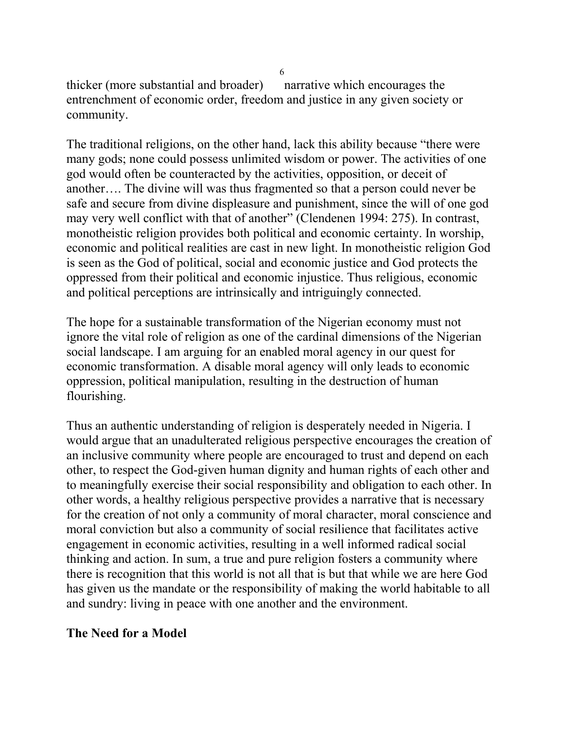thicker (more substantial and broader) narrative which encourages the entrenchment of economic order, freedom and justice in any given society or community.

The traditional religions, on the other hand, lack this ability because “there were many gods; none could possess unlimited wisdom or power. The activities of one god would often be counteracted by the activities, opposition, or deceit of another…. The divine will was thus fragmented so that a person could never be safe and secure from divine displeasure and punishment, since the will of one god may very well conflict with that of another” (Clendenen 1994: 275). In contrast, monotheistic religion provides both political and economic certainty. In worship, economic and political realities are cast in new light. In monotheistic religion God is seen as the God of political, social and economic justice and God protects the oppressed from their political and economic injustice. Thus religious, economic and political perceptions are intrinsically and intriguingly connected.

The hope for a sustainable transformation of the Nigerian economy must not ignore the vital role of religion as one of the cardinal dimensions of the Nigerian social landscape. I am arguing for an enabled moral agency in our quest for economic transformation. A disable moral agency will only leads to economic oppression, political manipulation, resulting in the destruction of human flourishing.

Thus an authentic understanding of religion is desperately needed in Nigeria. I would argue that an unadulterated religious perspective encourages the creation of an inclusive community where people are encouraged to trust and depend on each other, to respect the God-given human dignity and human rights of each other and to meaningfully exercise their social responsibility and obligation to each other. In other words, a healthy religious perspective provides a narrative that is necessary for the creation of not only a community of moral character, moral conscience and moral conviction but also a community of social resilience that facilitates active engagement in economic activities, resulting in a well informed radical social thinking and action. In sum, a true and pure religion fosters a community where there is recognition that this world is not all that is but that while we are here God has given us the mandate or the responsibility of making the world habitable to all and sundry: living in peace with one another and the environment.

## The Need for a Model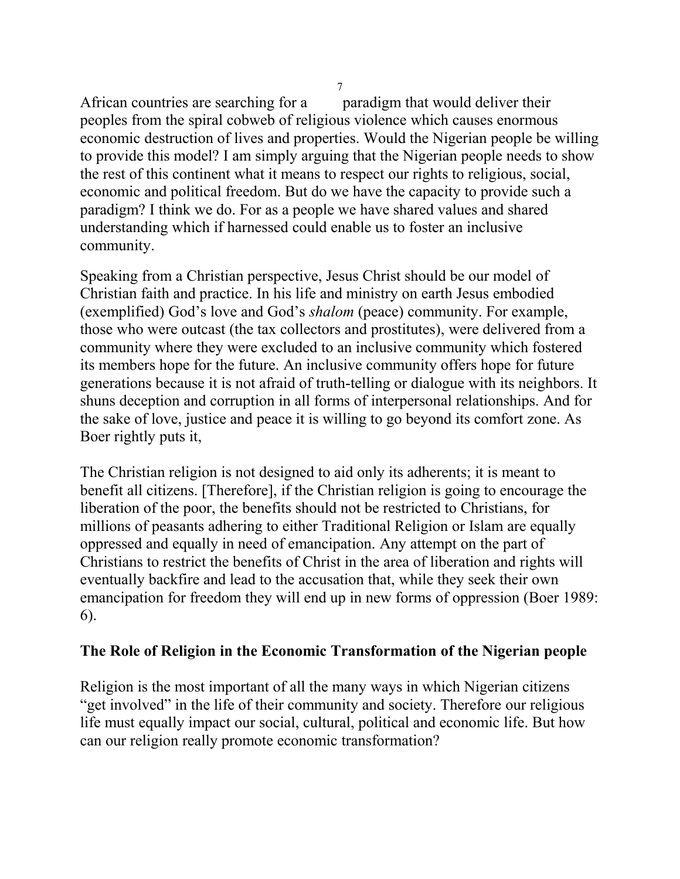African countries are searching for a paradigm that would deliver their peoples from the spiral cobweb of religious violence which causes enormous economic destruction of lives and properties. Would the Nigerian people be willing to provide this model? I am simply arguing that the Nigerian people needs to show the rest of this continent what it means to respect our rights to religious, social, economic and political freedom. But do we have the capacity to provide such a paradigm? I think we do. For as a people we have shared values and shared understanding which if harnessed could enable us to foster an inclusive community.

Speaking from a Christian perspective, Jesus Christ should be our model of Christian faith and practice. In his life and ministry on earth Jesus embodied (exemplified) God's love and God's *shalom* (peace) community. For example, those who were outcast (the tax collectors and prostitutes), were delivered from a community where they were excluded to an inclusive community which fostered its members hope for the future. An inclusive community offers hope for future generations because it is not afraid of truth-telling or dialogue with its neighbors. It shuns deception and corruption in all forms of interpersonal relationships. And for the sake of love, justice and peace it is willing to go beyond its comfort zone. As Boer rightly puts it,

> The Christian religion is not designed to aid only its adherents; it is meant to benefit all citizens. [Therefore], if the Christian religion is going to encourage the liberation of the poor, the benefits should not be restricted to Christians, for millions of peasants adhering to either Traditional Religion or Islam are equally oppressed and equally in need of emancipation. Any attempt on the part of Christians to restrict the benefits of Christ in the area of liberation and rights will eventually backfire and lead to the accusation that, while they seek their own emancipation for freedom they will end up in new forms of oppression (Boer 1989: 6).

## The Role of Religion in the Economic Transformation of the Nigerian people

Religion is the most important of all the many ways in which Nigerian citizens "get involved" in the life of their community and society. Therefore our religious life must equally impact our social, cultural, political and economic life. But how can our religion really promote economic transformation?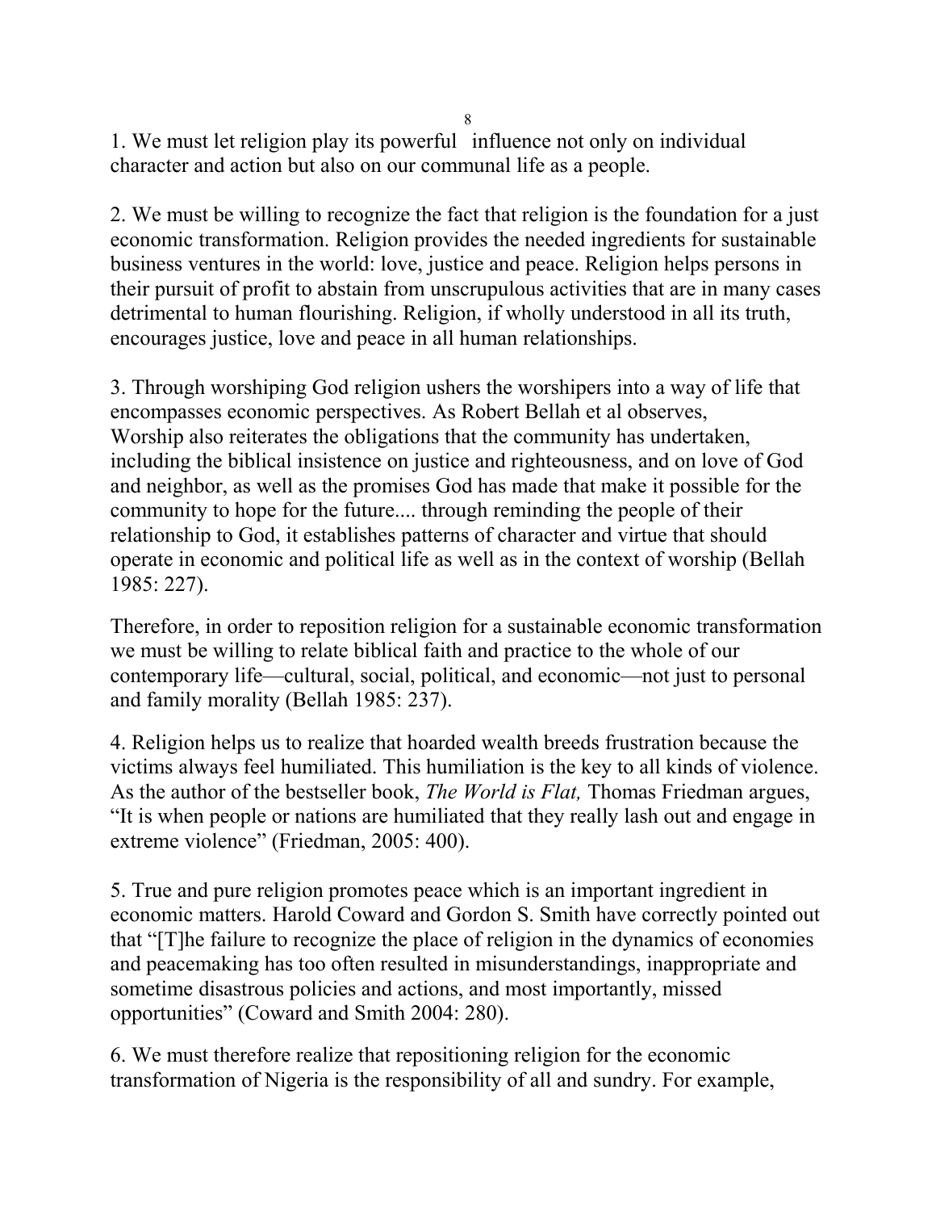1. We must let religion play its powerful influence not only on individual character and action but also on our communal life as a people.

2. We must be willing to recognize the fact that religion is the foundation for a just economic transformation. Religion provides the needed ingredients for sustainable business ventures in the world: love, justice and peace. Religion helps persons in their pursuit of profit to abstain from unscrupulous activities that are in many cases detrimental to human flourishing. Religion, if wholly understood in all its truth, encourages justice, love and peace in all human relationships.

3. Through worshiping God religion ushers the worshipers into a way of life that encompasses economic perspectives. As Robert Bellah et al observes,

Worship also reiterates the obligations that the community has undertaken, including the biblical insistence on justice and righteousness, and on love of God and neighbor, as well as the promises God has made that make it possible for the community to hope for the future.... through reminding the people of their relationship to God, it establishes patterns of character and virtue that should operate in economic and political life as well as in the context of worship (Bellah 1985: 227).

Therefore, in order to reposition religion for a sustainable economic transformation we must be willing to relate biblical faith and practice to the whole of our contemporary life—cultural, social, political, and economic—not just to personal and family morality (Bellah 1985: 237).

4. Religion helps us to realize that hoarded wealth breeds frustration because the victims always feel humiliated. This humiliation is the key to all kinds of violence. As the author of the bestseller book, *The World is Flat,* Thomas Friedman argues, "It is when people or nations are humiliated that they really lash out and engage in extreme violence" (Friedman, 2005: 400).

5. True and pure religion promotes peace which is an important ingredient in economic matters. Harold Coward and Gordon S. Smith have correctly pointed out that "[T]he failure to recognize the place of religion in the dynamics of economies and peacemaking has too often resulted in misunderstandings, inappropriate and sometime disastrous policies and actions, and most importantly, missed opportunities" (Coward and Smith 2004: 280).

6. We must therefore realize that repositioning religion for the economic transformation of Nigeria is the responsibility of all and sundry. For example,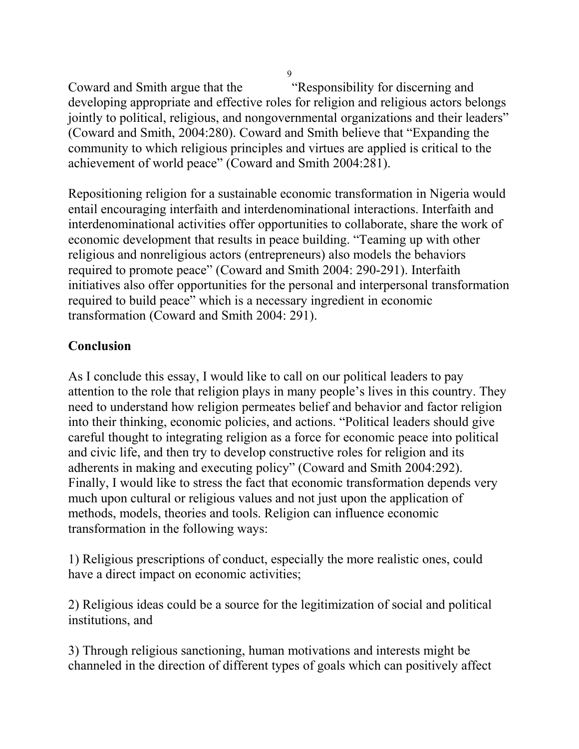Coward and Smith argue that the "Responsibility for discerning and developing appropriate and effective roles for religion and religious actors belongs jointly to political, religious, and nongovernmental organizations and their leaders" (Coward and Smith, 2004:280). Coward and Smith believe that "Expanding the community to which religious principles and virtues are applied is critical to the achievement of world peace" (Coward and Smith 2004:281).

Repositioning religion for a sustainable economic transformation in Nigeria would entail encouraging interfaith and interdenominational interactions. Interfaith and interdenominational activities offer opportunities to collaborate, share the work of economic development that results in peace building. "Teaming up with other religious and nonreligious actors (entrepreneurs) also models the behaviors required to promote peace" (Coward and Smith 2004: 290-291). Interfaith initiatives also offer opportunities for the personal and interpersonal transformation required to build peace" which is a necessary ingredient in economic transformation (Coward and Smith 2004: 291).

## Conclusion

As I conclude this essay, I would like to call on our political leaders to pay attention to the role that religion plays in many people's lives in this country. They need to understand how religion permeates belief and behavior and factor religion into their thinking, economic policies, and actions. "Political leaders should give careful thought to integrating religion as a force for economic peace into political and civic life, and then try to develop constructive roles for religion and its adherents in making and executing policy" (Coward and Smith 2004:292). Finally, I would like to stress the fact that economic transformation depends very much upon cultural or religious values and not just upon the application of methods, models, theories and tools. Religion can influence economic transformation in the following ways:

1) Religious prescriptions of conduct, especially the more realistic ones, could have a direct impact on economic activities;

2) Religious ideas could be a source for the legitimization of social and political institutions, and

3) Through religious sanctioning, human motivations and interests might be channeled in the direction of different types of goals which can positively affect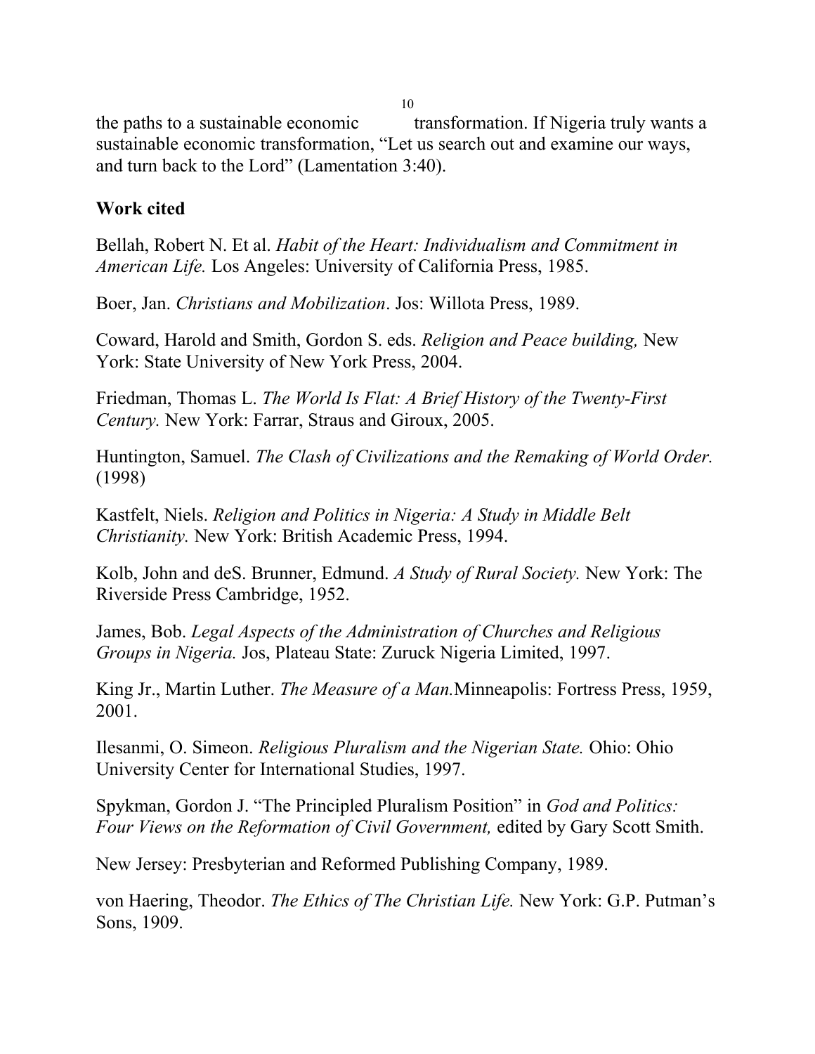the paths to a sustainable economic transformation. If Nigeria truly wants a sustainable economic transformation, "Let us search out and examine our ways, and turn back to the Lord" (Lamentation 3:40).

**Work cited**

Bellah, Robert N. Et al. *Habit of the Heart: Individualism and Commitment in American Life.* Los Angeles: University of California Press, 1985.

Boer, Jan. *Christians and Mobilization*. Jos: Willota Press, 1989.

Coward, Harold and Smith, Gordon S. eds. *Religion and Peace building,* New York: State University of New York Press, 2004.

Friedman, Thomas L. *The World Is Flat: A Brief History of the Twenty-First Century.* New York: Farrar, Straus and Giroux, 2005.

Huntington, Samuel. *The Clash of Civilizations and the Remaking of World Order.* (1998)

Kastfelt, Niels. *Religion and Politics in Nigeria: A Study in Middle Belt Christianity.* New York: British Academic Press, 1994.

Kolb, John and deS. Brunner, Edmund. *A Study of Rural Society.* New York: The Riverside Press Cambridge, 1952.

James, Bob. *Legal Aspects of the Administration of Churches and Religious Groups in Nigeria.* Jos, Plateau State: Zuruck Nigeria Limited, 1997.

King Jr., Martin Luther. *The Measure of a Man.*Minneapolis: Fortress Press, 1959, 2001.

Ilesanmi, O. Simeon. *Religious Pluralism and the Nigerian State.* Ohio: Ohio University Center for International Studies, 1997.

Spykman, Gordon J. "The Principled Pluralism Position" in *God and Politics: Four Views on the Reformation of Civil Government,* edited by Gary Scott Smith.

New Jersey: Presbyterian and Reformed Publishing Company, 1989.

von Haering, Theodor. *The Ethics of The Christian Life.* New York: G.P. Putman's Sons, 1909.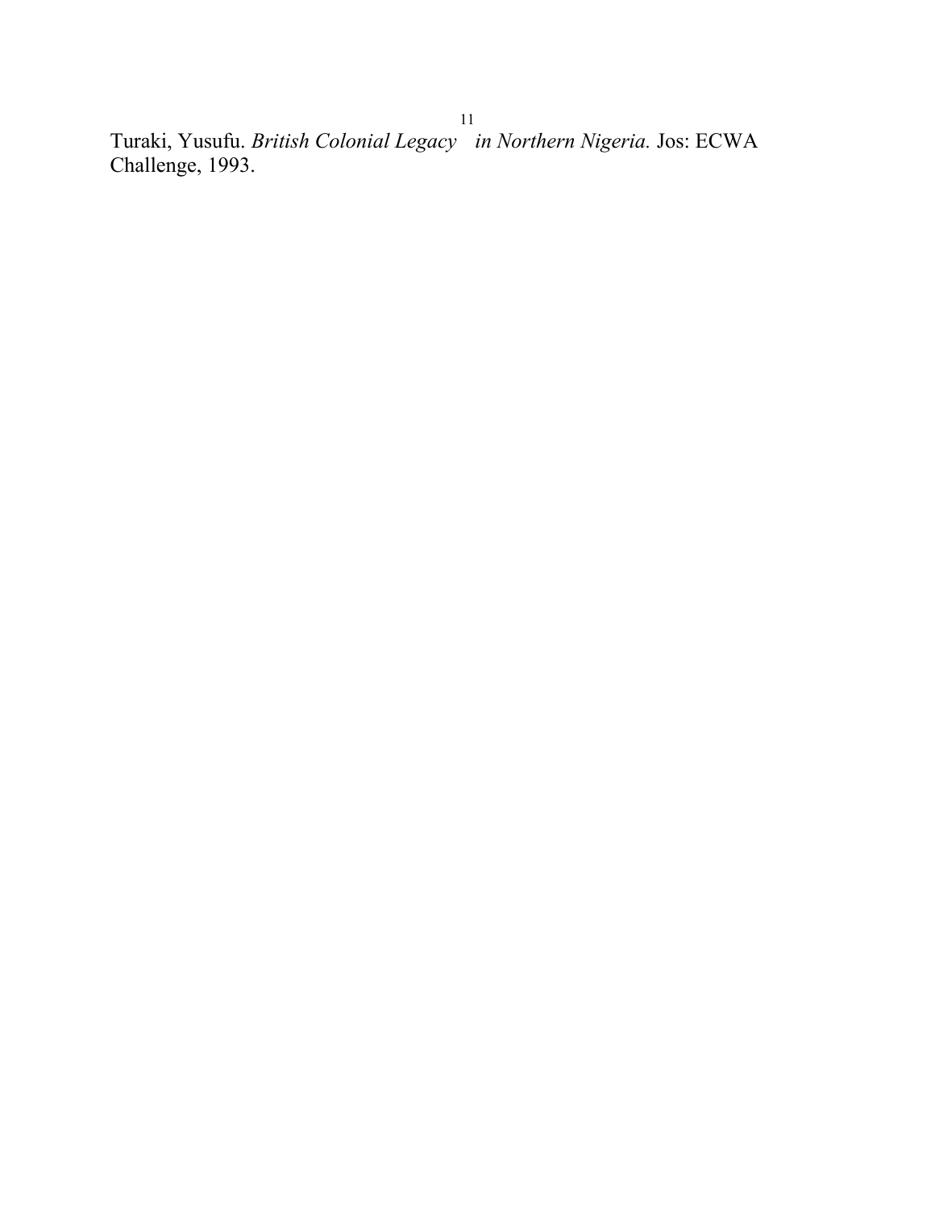Turaki, Yusufu. *British Colonial Legacy in Northern Nigeria.* Jos: ECWA Challenge, 1993.